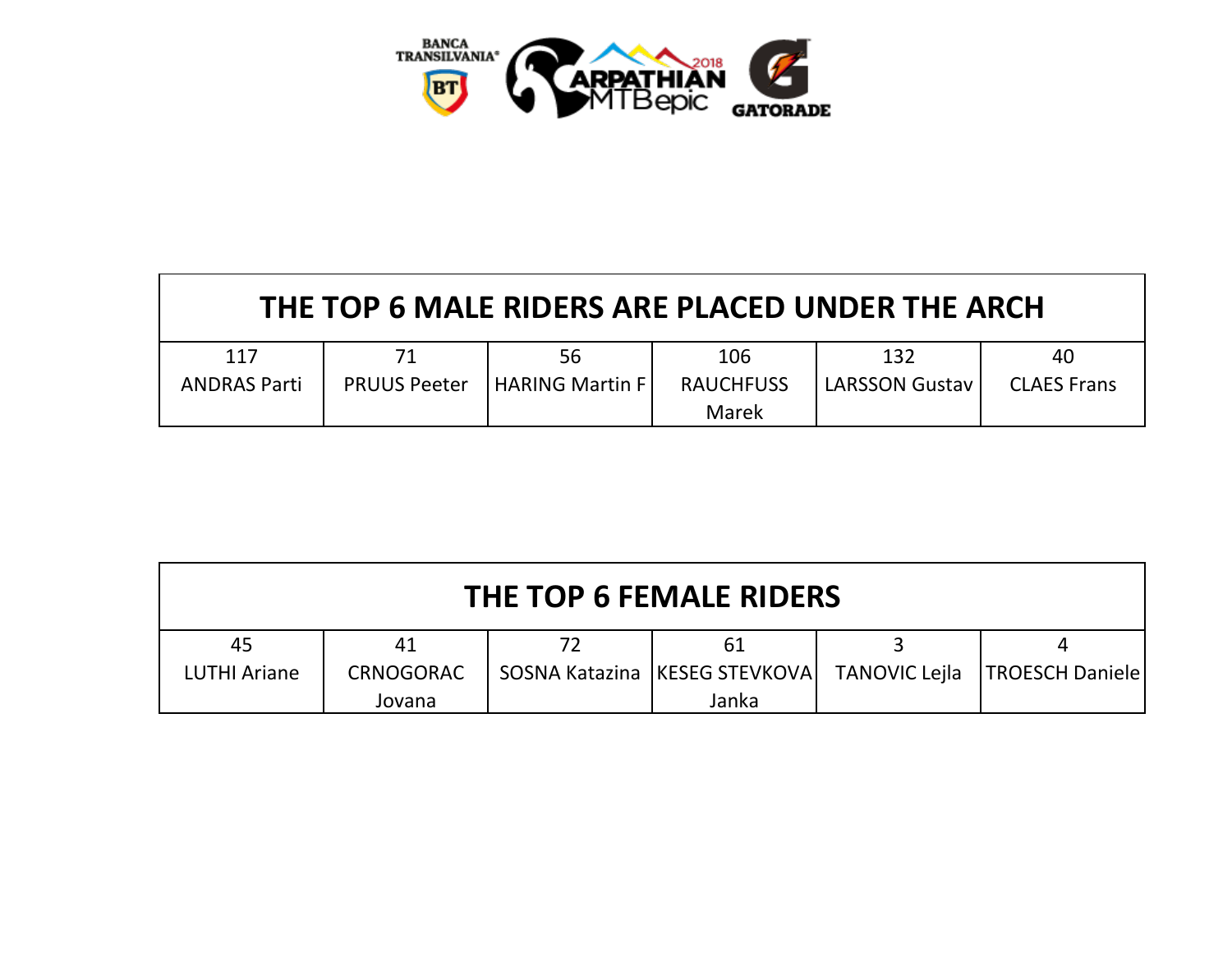| THE TOP 6 MALE RIDERS ARE PLACED UNDER THE ARCH | | | | | |
|---|---|---|---|---|---|
| 117 ANDRAS Parti | 71 PRUUS Peeter | 56 HARING Martin F | 106 RAUCHFUSS Marek | 132 LARSSON Gustav | 40 CLAES Frans |

| THE TOP 6 FEMALE RIDERS | | | | | |
|---|---|---|---|---|---|
| 45 LUTHI Ariane | 41 CRNOGORAC Jovana | 72 SOSNA Katazina | 61 KESEG STEVKOVA Janka | 3 TANOVIC Lejla | 4 TROESCH Daniele |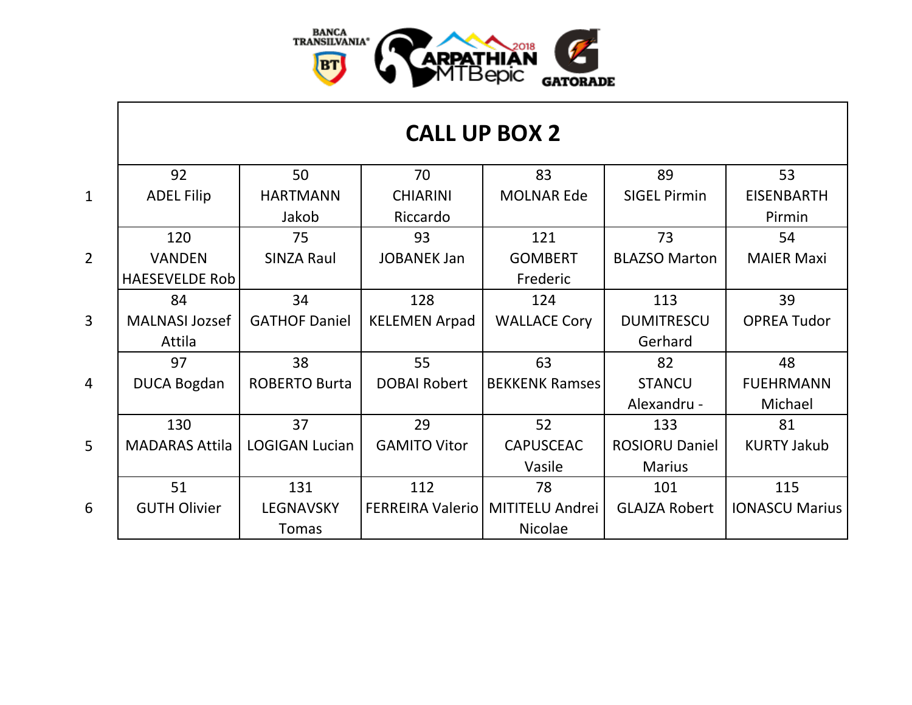## CALL UP BOX 2

| | | | | | | |
|---|---|---|---|---|---|---|
| 1 | 92 ADEL Filip | 50 HARTMANN Jakob | 70 CHIARINI Riccardo | 83 MOLNAR Ede | 89 SIGEL Pirmin | 53 EISENBARTH Pirmin |
| 2 | 120 VANDEN HAESEVELDE Rob | 75 SINZA Raul | 93 JOBANEK Jan | 121 GOMBERT Frederic | 73 BLAZSO Marton | 54 MAIER Maxi |
| 3 | 84 MALNASI Jozsef Attila | 34 GATHOF Daniel | 128 KELEMEN Arpad | 124 WALLACE Cory | 113 DUMITRESCU Gerhard | 39 OPREA Tudor |
| 4 | 97 DUCA Bogdan | 38 ROBERTO Burta | 55 DOBAI Robert | 63 BEKKENK Ramses | 82 STANCU Alexandru - | 48 FUEHRMANN Michael |
| 5 | 130 MADARAS Attila | 37 LOGIGAN Lucian | 29 GAMITO Vitor | 52 CAPUSCEAC Vasile | 133 ROSIORU Daniel Marius | 81 KURTY Jakub |
| 6 | 51 GUTH Olivier | 131 LEGNAVSKY Tomas | 112 FERREIRA Valerio | 78 MITITELU Andrei Nicolae | 101 GLAJZA Robert | 115 IONASCU Marius |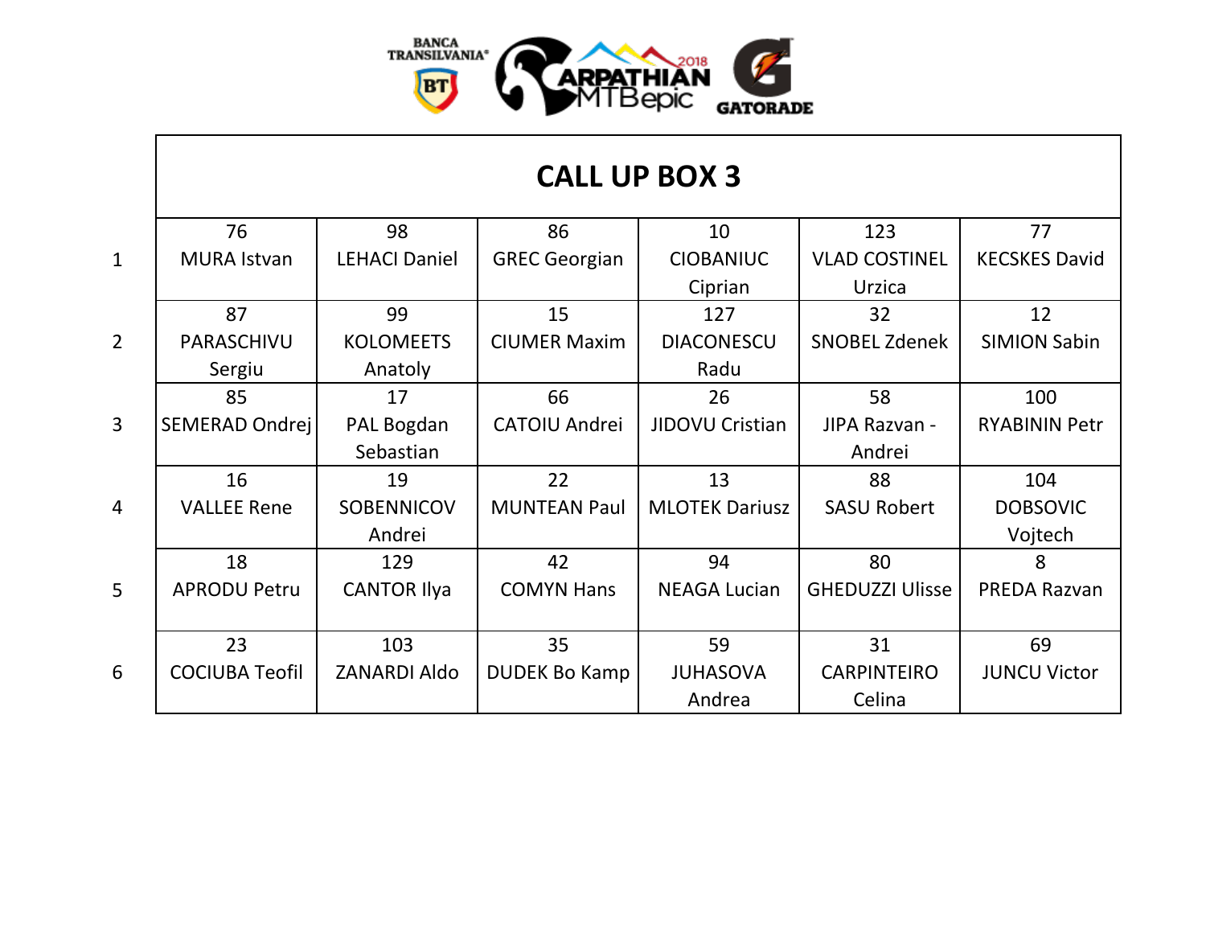# CALL UP BOX 3

| | | | | | | |
|---|---|---|---|---|---|---|
| 1 | 76 MURA Istvan | 98 LEHACI Daniel | 86 GREC Georgian | 10 CIOBANIUC Ciprian | 123 VLAD COSTINEL Urzica | 77 KECSKES David |
| 2 | 87 PARASCHIVU Sergiu | 99 KOLOMEETS Anatoly | 15 CIUMER Maxim | 127 DIACONESCU Radu | 32 SNOBEL Zdenek | 12 SIMION Sabin |
| 3 | 85 SEMERAD Ondrej | 17 PAL Bogdan Sebastian | 66 CATOIU Andrei | 26 JIDOVU Cristian | 58 JIPA Razvan - Andrei | 100 RYABININ Petr |
| 4 | 16 VALLEE Rene | 19 SOBENNICOV Andrei | 22 MUNTEAN Paul | 13 MLOTEK Dariusz | 88 SASU Robert | 104 DOBSOVIC Vojtech |
| 5 | 18 APRODU Petru | 129 CANTOR Ilya | 42 COMYN Hans | 94 NEAGA Lucian | 80 GHEDUZZI Ulisse | 8 PREDA Razvan |
| 6 | 23 COCIUBA Teofil | 103 ZANARDI Aldo | 35 DUDEK Bo Kamp | 59 JUHASOVA Andrea | 31 CARPINTEIRO Celina | 69 JUNCU Victor |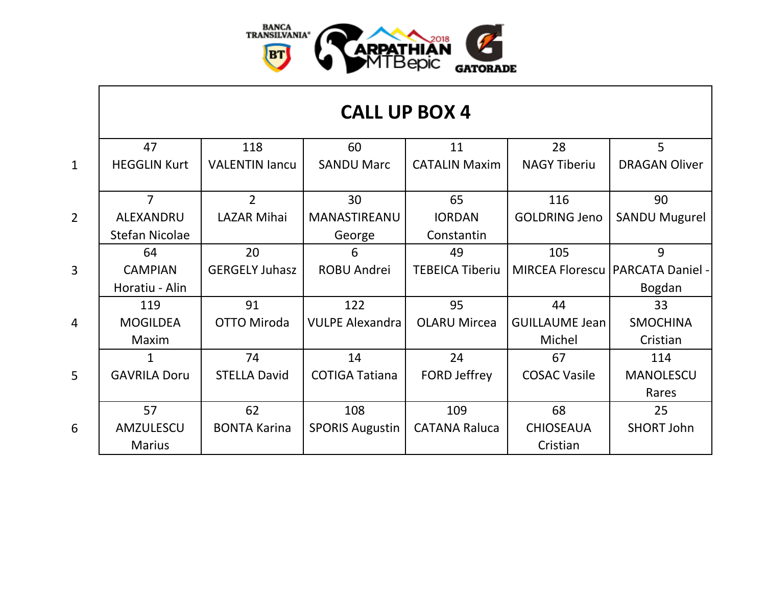# CALL UP BOX 4

| | | | | | | |
|---|---|---|---|---|---|---|
| 1 | 47 HEGGLIN Kurt | 118 VALENTIN Iancu | 60 SANDU Marc | 11 CATALIN Maxim | 28 NAGY Tiberiu | 5 DRAGAN Oliver |
| 2 | 7 ALEXANDRU Stefan Nicolae | 2 LAZAR Mihai | 30 MANASTIREANU George | 65 IORDAN Constantin | 116 GOLDRING Jeno | 90 SANDU Mugurel |
| 3 | 64 CAMPIAN Horatiu - Alin | 20 GERGELY Juhasz | 6 ROBU Andrei | 49 TEBEICA Tiberiu | 105 MIRCEA Florescu | 9 PARCATA Daniel - Bogdan |
| 4 | 119 MOGILDEA Maxim | 91 OTTO Miroda | 122 VULPE Alexandra | 95 OLARU Mircea | 44 GUILLAUME Jean Michel | 33 SMOCHINA Cristian |
| 5 | 1 GAVRILA Doru | 74 STELLA David | 14 COTIGA Tatiana | 24 FORD Jeffrey | 67 COSAC Vasile | 114 MANOLESCU Rares |
| 6 | 57 AMZULESCU Marius | 62 BONTA Karina | 108 SPORIS Augustin | 109 CATANA Raluca | 68 CHIOSEAUA Cristian | 25 SHORT John |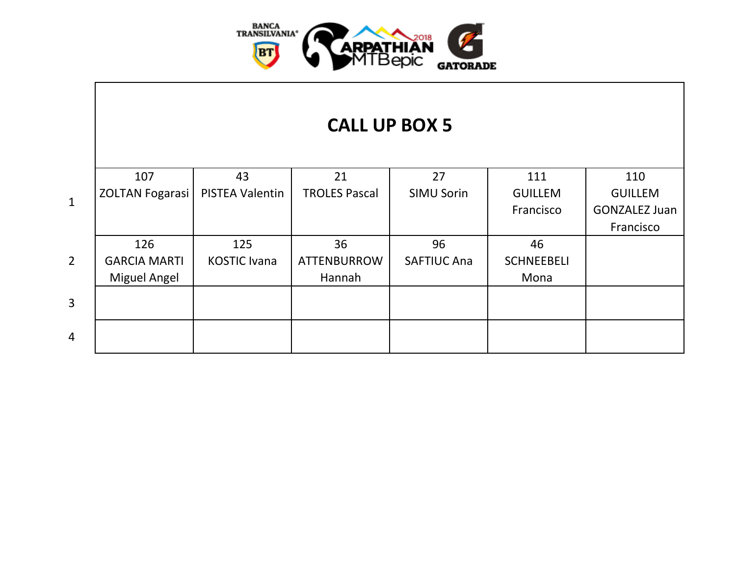# CALL UP BOX 5

| | | | | | | |
|---|---|---|---|---|---|---|
| 1 | 107 ZOLTAN Fogarasi | 43 PISTEA Valentin | 21 TROLES Pascal | 27 SIMU Sorin | 111 GUILLEM Francisco | 110 GUILLEM GONZALEZ Juan Francisco |
| 2 | 126 GARCIA MARTI Miguel Angel | 125 KOSTIC Ivana | 36 ATTENBURROW Hannah | 96 SAFTIUC Ana | 46 SCHNEEBELI Mona | |
| 3 | | | | | | |
| 4 | | | | | | |